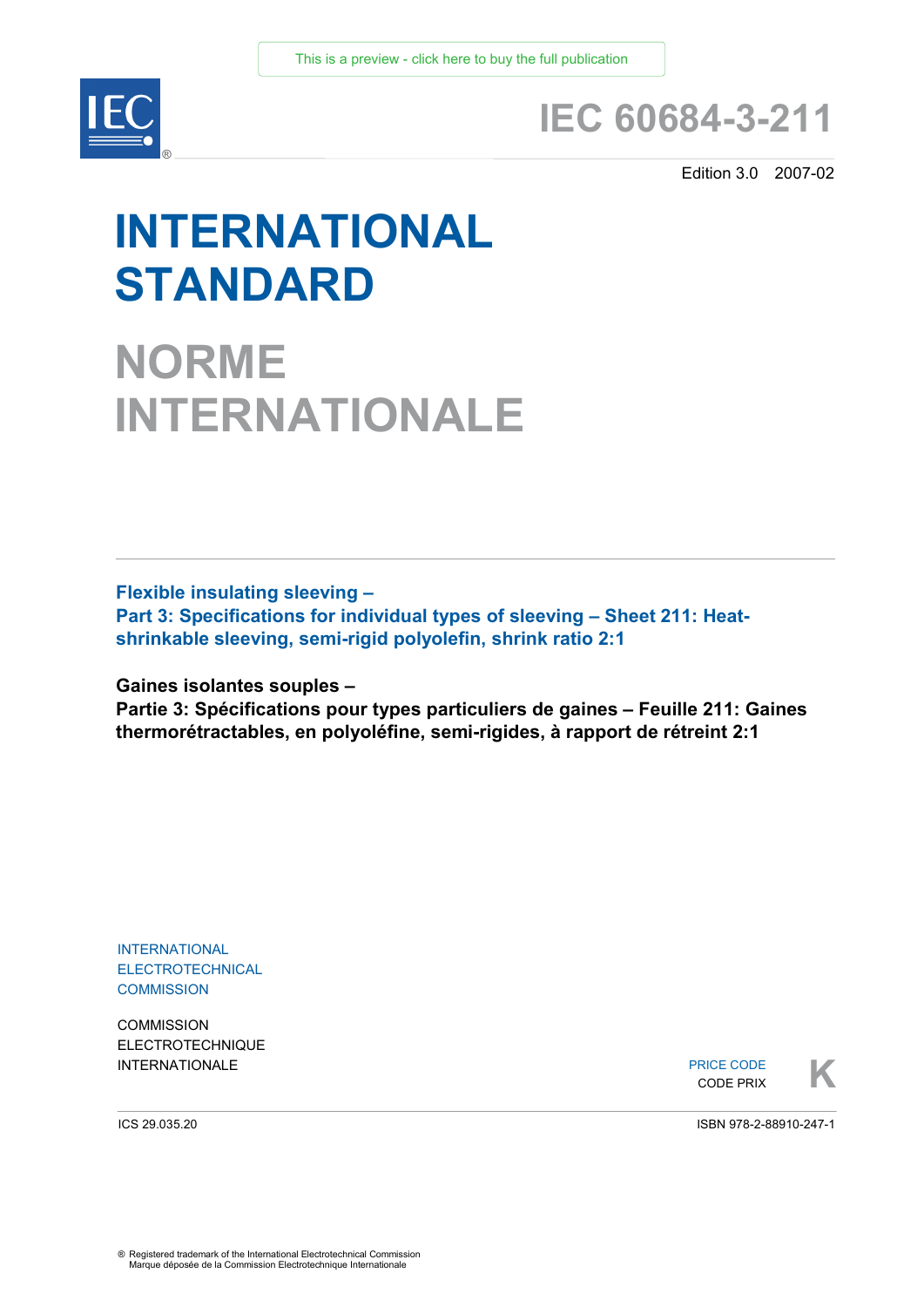This is a preview - click here to buy the full publication

# IEC 60684-3-211

Edition 3.0 2007-02

# INTERNATIONAL STANDARD

# NORME INTERNATIONALE

**Flexible insulating sleeving –**
**Part 3: Specifications for individual types of sleeving – Sheet 211: Heat-shrinkable sleeving, semi-rigid polyolefin, shrink ratio 2:1**

**Gaines isolantes souples –**
**Partie 3: Spécifications pour types particuliers de gaines – Feuille 211: Gaines thermorétractables, en polyoléfine, semi-rigides, à rapport de rétreint 2:1**

INTERNATIONAL
ELECTROTECHNICAL
COMMISSION

COMMISSION
ELECTROTECHNIQUE
INTERNATIONALE

PRICE CODE
CODE PRIX
**K**

ICS 29.035.20

ISBN 978-2-88910-247-1

® Registered trademark of the International Electrotechnical Commission
Marque déposée de la Commission Electrotechnique Internationale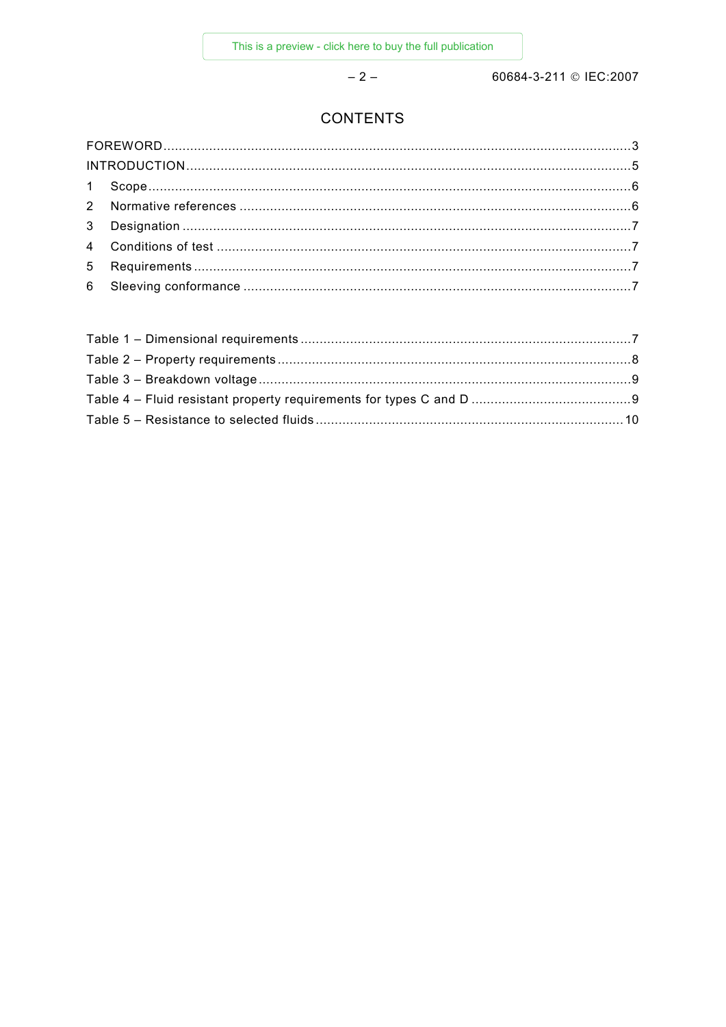# CONTENTS

FOREWORD....................................................................................................................3

INTRODUCTION..............................................................................................................5

1 Scope........................................................................................................................6

2 Normative references ...............................................................................................6

3 Designation ..............................................................................................................7

4 Conditions of test .....................................................................................................7

5 Requirements............................................................................................................7

6 Sleeving conformance ..............................................................................................7

Table 1 – Dimensional requirements ...............................................................................7

Table 2 – Property requirements .....................................................................................8

Table 3 – Breakdown voltage ..........................................................................................9

Table 4 – Fluid resistant property requirements for types C and D ................................9

Table 5 – Resistance to selected fluids ..........................................................................10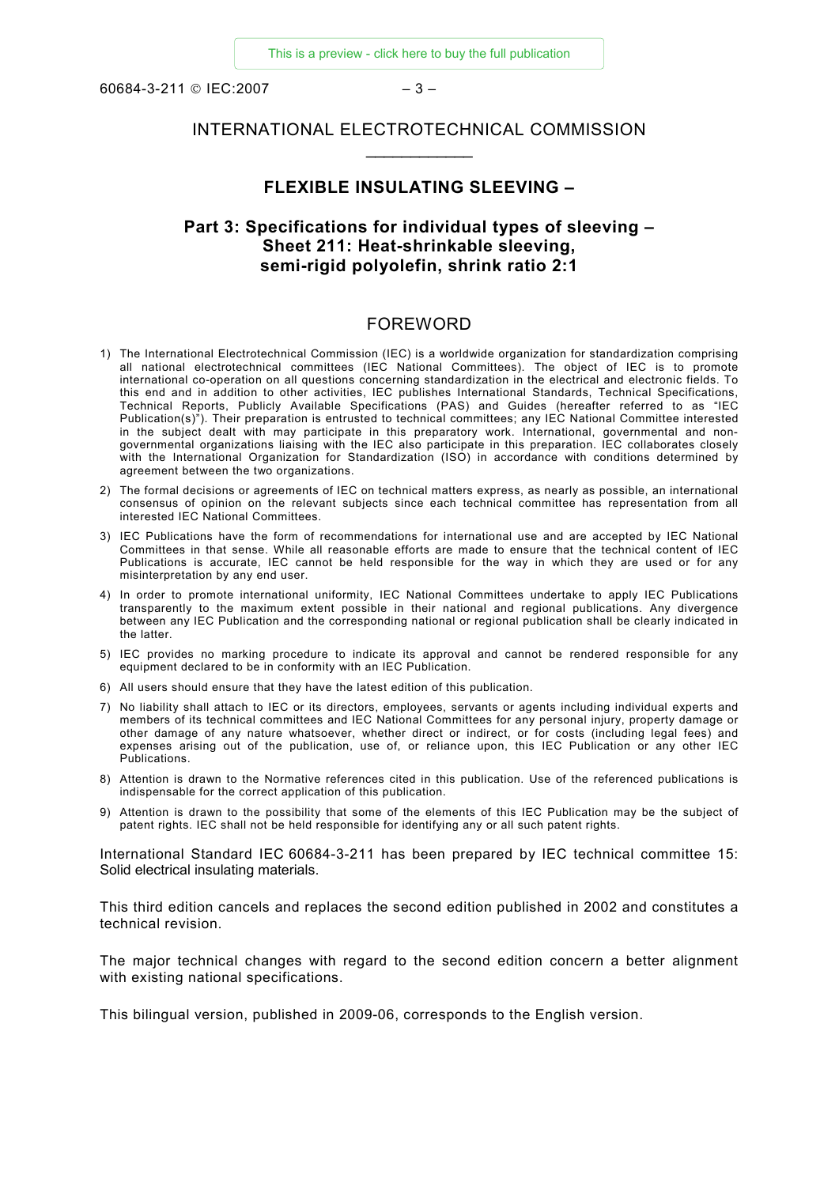INTERNATIONAL ELECTROTECHNICAL COMMISSION

___________

## FLEXIBLE INSULATING SLEEVING –

## Part 3: Specifications for individual types of sleeving – Sheet 211: Heat-shrinkable sleeving, semi-rigid polyolefin, shrink ratio 2:1

## FOREWORD

1) The International Electrotechnical Commission (IEC) is a worldwide organization for standardization comprising all national electrotechnical committees (IEC National Committees). The object of IEC is to promote international co-operation on all questions concerning standardization in the electrical and electronic fields. To this end and in addition to other activities, IEC publishes International Standards, Technical Specifications, Technical Reports, Publicly Available Specifications (PAS) and Guides (hereafter referred to as "IEC Publication(s)"). Their preparation is entrusted to technical committees; any IEC National Committee interested in the subject dealt with may participate in this preparatory work. International, governmental and non-governmental organizations liaising with the IEC also participate in this preparation. IEC collaborates closely with the International Organization for Standardization (ISO) in accordance with conditions determined by agreement between the two organizations.
2) The formal decisions or agreements of IEC on technical matters express, as nearly as possible, an international consensus of opinion on the relevant subjects since each technical committee has representation from all interested IEC National Committees.
3) IEC Publications have the form of recommendations for international use and are accepted by IEC National Committees in that sense. While all reasonable efforts are made to ensure that the technical content of IEC Publications is accurate, IEC cannot be held responsible for the way in which they are used or for any misinterpretation by any end user.
4) In order to promote international uniformity, IEC National Committees undertake to apply IEC Publications transparently to the maximum extent possible in their national and regional publications. Any divergence between any IEC Publication and the corresponding national or regional publication shall be clearly indicated in the latter.
5) IEC provides no marking procedure to indicate its approval and cannot be rendered responsible for any equipment declared to be in conformity with an IEC Publication.
6) All users should ensure that they have the latest edition of this publication.
7) No liability shall attach to IEC or its directors, employees, servants or agents including individual experts and members of its technical committees and IEC National Committees for any personal injury, property damage or other damage of any nature whatsoever, whether direct or indirect, or for costs (including legal fees) and expenses arising out of the publication, use of, or reliance upon, this IEC Publication or any other IEC Publications.
8) Attention is drawn to the Normative references cited in this publication. Use of the referenced publications is indispensable for the correct application of this publication.
9) Attention is drawn to the possibility that some of the elements of this IEC Publication may be the subject of patent rights. IEC shall not be held responsible for identifying any or all such patent rights.

International Standard IEC 60684-3-211 has been prepared by IEC technical committee 15: Solid electrical insulating materials.

This third edition cancels and replaces the second edition published in 2002 and constitutes a technical revision.

The major technical changes with regard to the second edition concern a better alignment with existing national specifications.

This bilingual version, published in 2009-06, corresponds to the English version.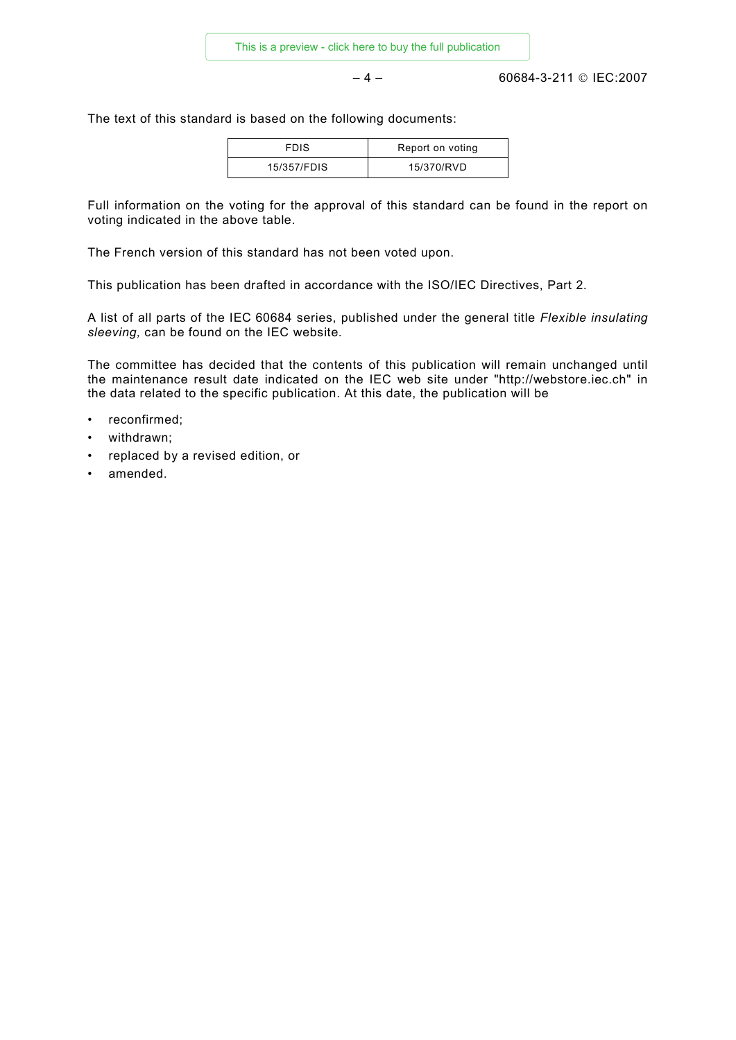The text of this standard is based on the following documents:

| FDIS | Report on voting |
| --- | --- |
| 15/357/FDIS | 15/370/RVD |

Full information on the voting for the approval of this standard can be found in the report on voting indicated in the above table.

The French version of this standard has not been voted upon.

This publication has been drafted in accordance with the ISO/IEC Directives, Part 2.

A list of all parts of the IEC 60684 series, published under the general title *Flexible insulating sleeving,* can be found on the IEC website.

The committee has decided that the contents of this publication will remain unchanged until the maintenance result date indicated on the IEC web site under "http://webstore.iec.ch" in the data related to the specific publication. At this date, the publication will be

- reconfirmed;
- withdrawn;
- replaced by a revised edition, or
- amended.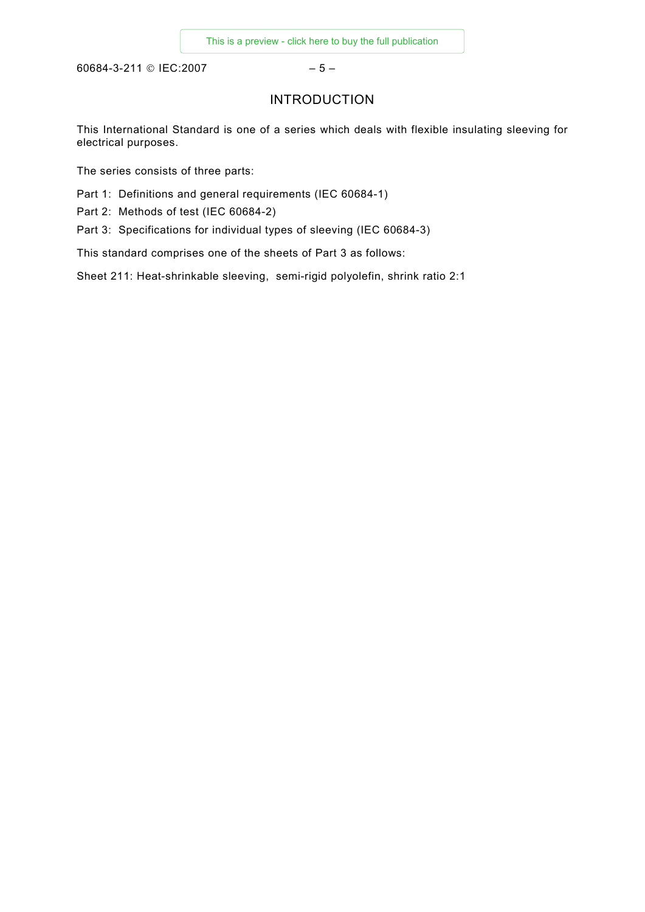# INTRODUCTION

This International Standard is one of a series which deals with flexible insulating sleeving for electrical purposes.

The series consists of three parts:

Part 1: Definitions and general requirements (IEC 60684-1)

Part 2: Methods of test (IEC 60684-2)

Part 3: Specifications for individual types of sleeving (IEC 60684-3)

This standard comprises one of the sheets of Part 3 as follows:

Sheet 211: Heat-shrinkable sleeving, semi-rigid polyolefin, shrink ratio 2:1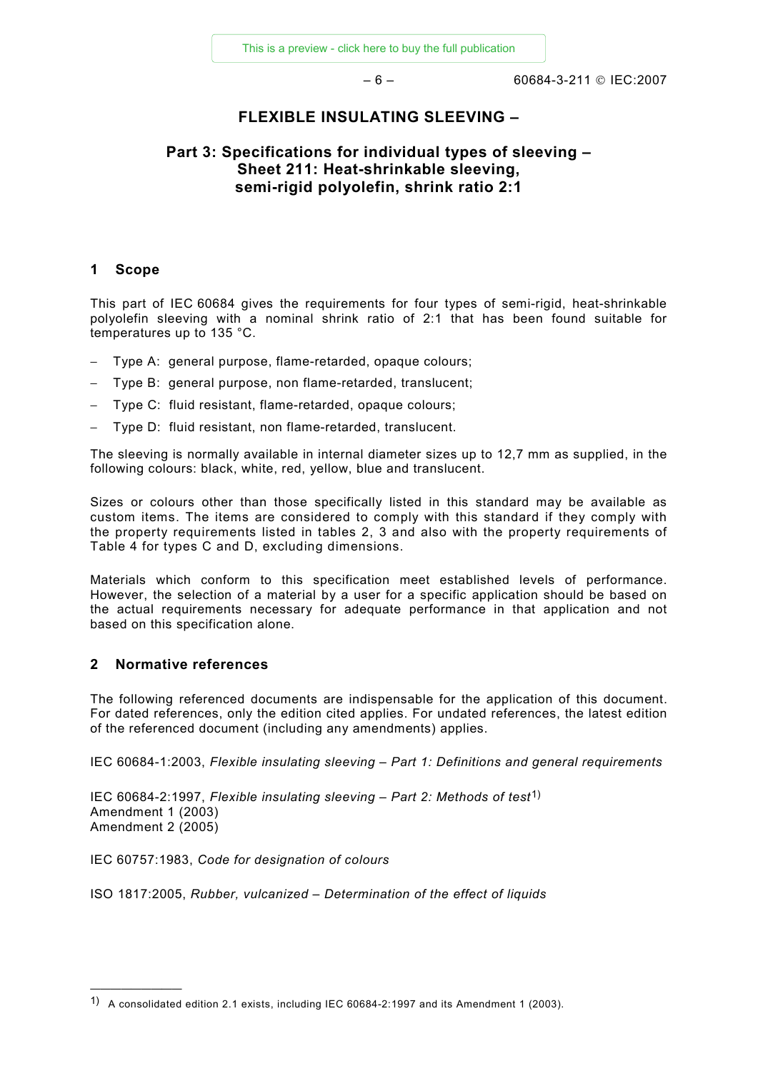# FLEXIBLE INSULATING SLEEVING –

## Part 3: Specifications for individual types of sleeving – Sheet 211: Heat-shrinkable sleeving, semi-rigid polyolefin, shrink ratio 2:1

### 1 Scope

This part of IEC 60684 gives the requirements for four types of semi-rigid, heat-shrinkable polyolefin sleeving with a nominal shrink ratio of 2:1 that has been found suitable for temperatures up to 135 °C.

- Type A: general purpose, flame-retarded, opaque colours;
- Type B: general purpose, non flame-retarded, translucent;
- Type C: fluid resistant, flame-retarded, opaque colours;
- Type D: fluid resistant, non flame-retarded, translucent.

The sleeving is normally available in internal diameter sizes up to 12,7 mm as supplied, in the following colours: black, white, red, yellow, blue and translucent.

Sizes or colours other than those specifically listed in this standard may be available as custom items. The items are considered to comply with this standard if they comply with the property requirements listed in tables 2, 3 and also with the property requirements of Table 4 for types C and D, excluding dimensions.

Materials which conform to this specification meet established levels of performance. However, the selection of a material by a user for a specific application should be based on the actual requirements necessary for adequate performance in that application and not based on this specification alone.

### 2 Normative references

The following referenced documents are indispensable for the application of this document. For dated references, only the edition cited applies. For undated references, the latest edition of the referenced document (including any amendments) applies.

IEC 60684-1:2003, *Flexible insulating sleeving – Part 1: Definitions and general requirements*

IEC 60684-2:1997, *Flexible insulating sleeving – Part 2: Methods of test*[1)]
Amendment 1 (2003)
Amendment 2 (2005)

IEC 60757:1983, *Code for designation of colours*

ISO 1817:2005, *Rubber, vulcanized – Determination of the effect of liquids*

---

1) A consolidated edition 2.1 exists, including IEC 60684-2:1997 and its Amendment 1 (2003).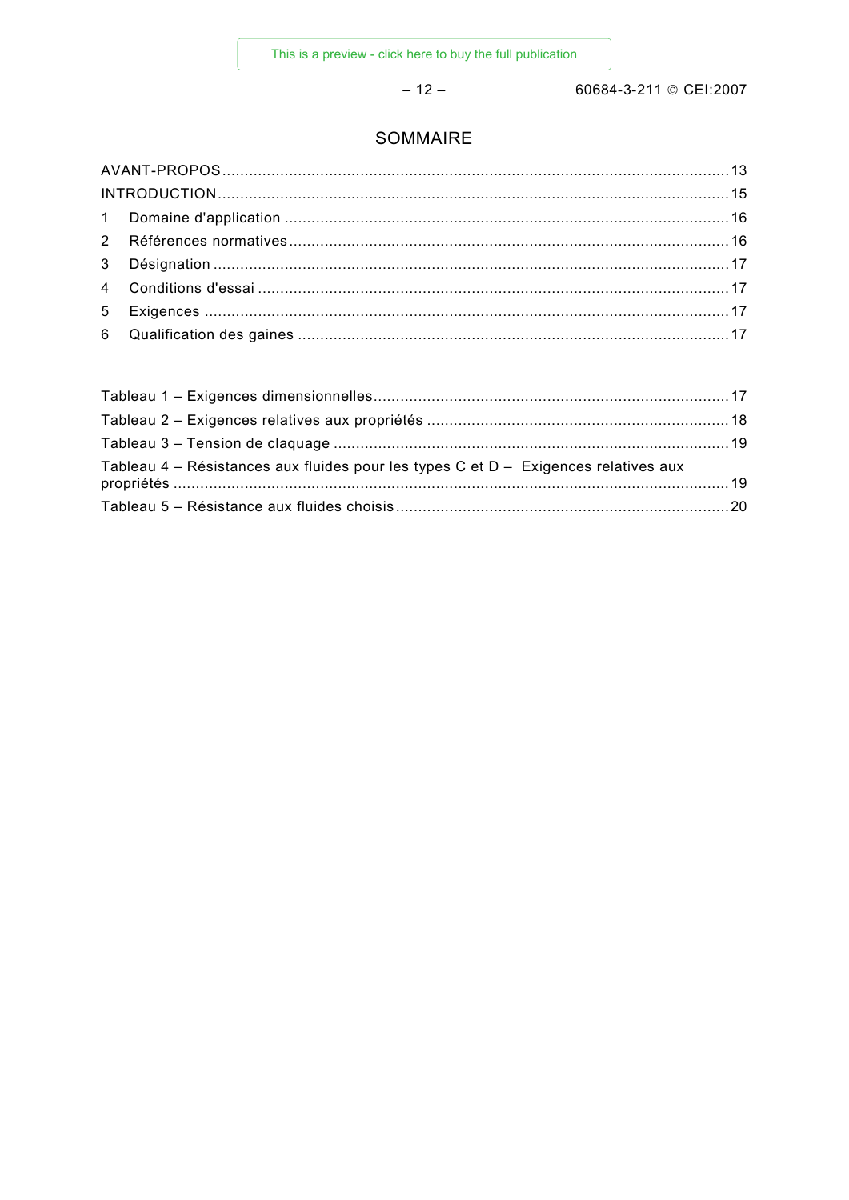# SOMMAIRE

AVANT-PROPOS .......... 13
INTRODUCTION .......... 15
1 Domaine d'application .......... 16
2 Références normatives .......... 16
3 Désignation .......... 17
4 Conditions d'essai .......... 17
5 Exigences .......... 17
6 Qualification des gaines .......... 17

Tableau 1 – Exigences dimensionnelles .......... 17
Tableau 2 – Exigences relatives aux propriétés .......... 18
Tableau 3 – Tension de claquage .......... 19
Tableau 4 – Résistances aux fluides pour les types C et D – Exigences relatives aux propriétés .......... 19
Tableau 5 – Résistance aux fluides choisis .......... 20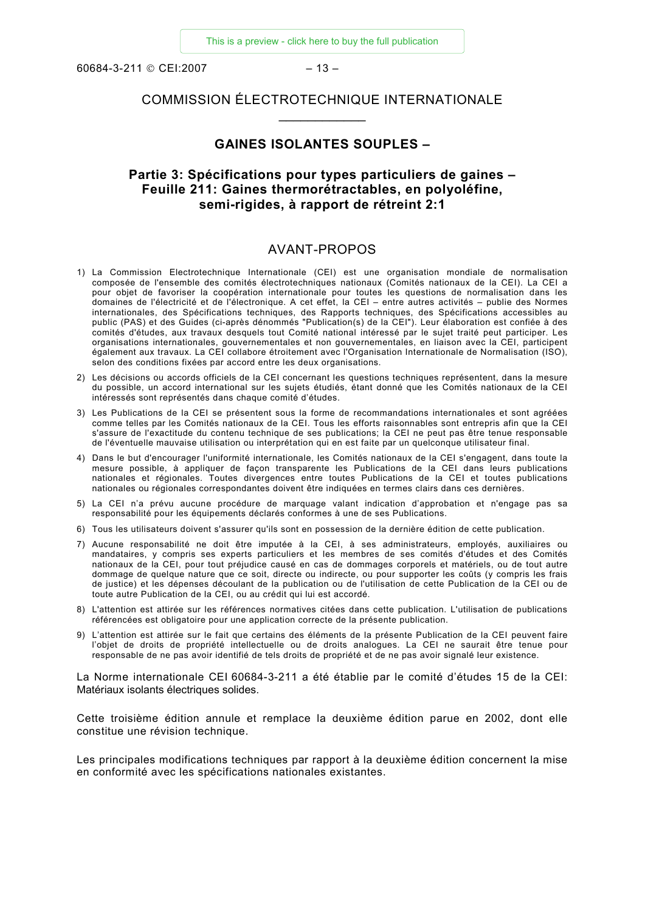# COMMISSION ÉLECTROTECHNIQUE INTERNATIONALE

___________

## GAINES ISOLANTES SOUPLES –

## Partie 3: Spécifications pour types particuliers de gaines – Feuille 211: Gaines thermorétractables, en polyoléfine, semi-rigides, à rapport de rétreint 2:1

## AVANT-PROPOS

1) La Commission Electrotechnique Internationale (CEI) est une organisation mondiale de normalisation composée de l'ensemble des comités électrotechniques nationaux (Comités nationaux de la CEI). La CEI a pour objet de favoriser la coopération internationale pour toutes les questions de normalisation dans les domaines de l'électricité et de l'électronique. A cet effet, la CEI – entre autres activités – publie des Normes internationales, des Spécifications techniques, des Rapports techniques, des Spécifications accessibles au public (PAS) et des Guides (ci-après dénommés "Publication(s) de la CEI"). Leur élaboration est confiée à des comités d'études, aux travaux desquels tout Comité national intéressé par le sujet traité peut participer. Les organisations internationales, gouvernementales et non gouvernementales, en liaison avec la CEI, participent également aux travaux. La CEI collabore étroitement avec l'Organisation Internationale de Normalisation (ISO), selon des conditions fixées par accord entre les deux organisations.
2) Les décisions ou accords officiels de la CEI concernant les questions techniques représentent, dans la mesure du possible, un accord international sur les sujets étudiés, étant donné que les Comités nationaux de la CEI intéressés sont représentés dans chaque comité d'études.
3) Les Publications de la CEI se présentent sous la forme de recommandations internationales et sont agréées comme telles par les Comités nationaux de la CEI. Tous les efforts raisonnables sont entrepris afin que la CEI s'assure de l'exactitude du contenu technique de ses publications; la CEI ne peut pas être tenue responsable de l'éventuelle mauvaise utilisation ou interprétation qui en est faite par un quelconque utilisateur final.
4) Dans le but d'encourager l'uniformité internationale, les Comités nationaux de la CEI s'engagent, dans toute la mesure possible, à appliquer de façon transparente les Publications de la CEI dans leurs publications nationales et régionales. Toutes divergences entre toutes Publications de la CEI et toutes publications nationales ou régionales correspondantes doivent être indiquées en termes clairs dans ces dernières.
5) La CEI n'a prévu aucune procédure de marquage valant indication d'approbation et n'engage pas sa responsabilité pour les équipements déclarés conformes à une de ses Publications.
6) Tous les utilisateurs doivent s'assurer qu'ils sont en possession de la dernière édition de cette publication.
7) Aucune responsabilité ne doit être imputée à la CEI, à ses administrateurs, employés, auxiliaires ou mandataires, y compris ses experts particuliers et les membres de ses comités d'études et des Comités nationaux de la CEI, pour tout préjudice causé en cas de dommages corporels et matériels, ou de tout autre dommage de quelque nature que ce soit, directe ou indirecte, ou pour supporter les coûts (y compris les frais de justice) et les dépenses découlant de la publication ou de l'utilisation de cette Publication de la CEI ou de toute autre Publication de la CEI, ou au crédit qui lui est accordé.
8) L'attention est attirée sur les références normatives citées dans cette publication. L'utilisation de publications référencées est obligatoire pour une application correcte de la présente publication.
9) L'attention est attirée sur le fait que certains des éléments de la présente Publication de la CEI peuvent faire l'objet de droits de propriété intellectuelle ou de droits analogues. La CEI ne saurait être tenue pour responsable de ne pas avoir identifié de tels droits de propriété et de ne pas avoir signalé leur existence.

La Norme internationale CEI 60684-3-211 a été établie par le comité d'études 15 de la CEI: Matériaux isolants électriques solides.

Cette troisième édition annule et remplace la deuxième édition parue en 2002, dont elle constitue une révision technique.

Les principales modifications techniques par rapport à la deuxième édition concernent la mise en conformité avec les spécifications nationales existantes.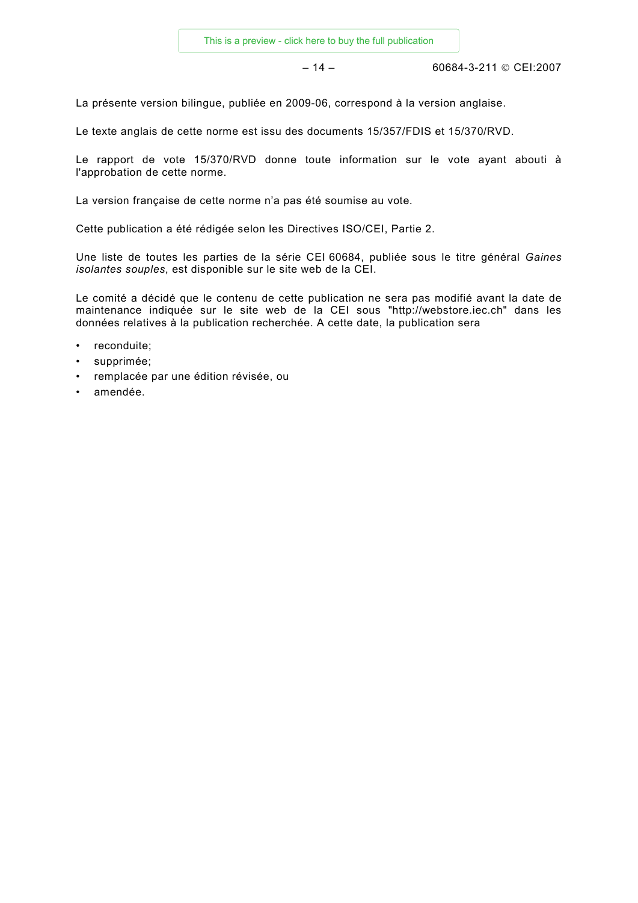La présente version bilingue, publiée en 2009-06, correspond à la version anglaise.

Le texte anglais de cette norme est issu des documents 15/357/FDIS et 15/370/RVD.

Le rapport de vote 15/370/RVD donne toute information sur le vote ayant abouti à l'approbation de cette norme.

La version française de cette norme n'a pas été soumise au vote.

Cette publication a été rédigée selon les Directives ISO/CEI, Partie 2.

Une liste de toutes les parties de la série CEI 60684, publiée sous le titre général *Gaines isolantes souples*, est disponible sur le site web de la CEI.

Le comité a décidé que le contenu de cette publication ne sera pas modifié avant la date de maintenance indiquée sur le site web de la CEI sous "http://webstore.iec.ch" dans les données relatives à la publication recherchée. A cette date, la publication sera

- reconduite;
- supprimée;
- remplacée par une édition révisée, ou
- amendée.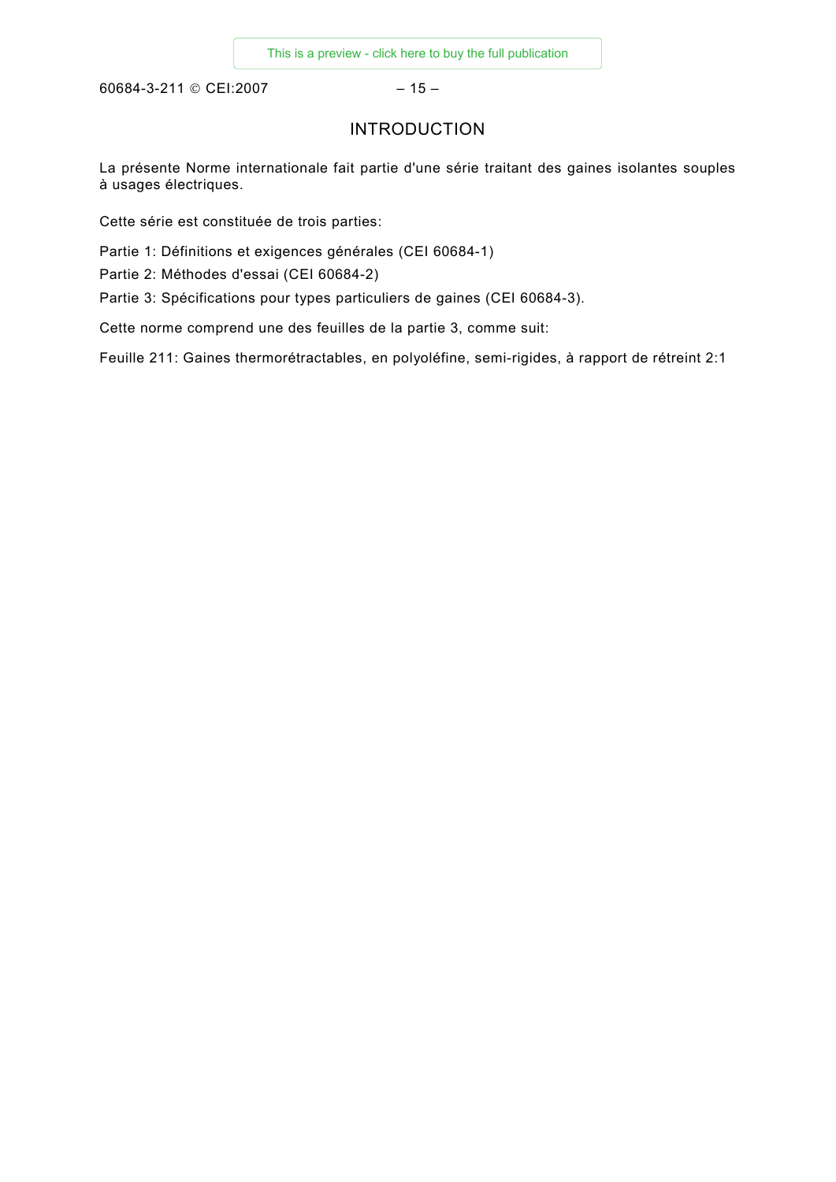# INTRODUCTION

La présente Norme internationale fait partie d'une série traitant des gaines isolantes souples à usages électriques.

Cette série est constituée de trois parties:

Partie 1: Définitions et exigences générales (CEI 60684-1)

Partie 2: Méthodes d'essai (CEI 60684-2)

Partie 3: Spécifications pour types particuliers de gaines (CEI 60684-3).

Cette norme comprend une des feuilles de la partie 3, comme suit:

Feuille 211: Gaines thermorétractables, en polyoléfine, semi-rigides, à rapport de rétreint 2:1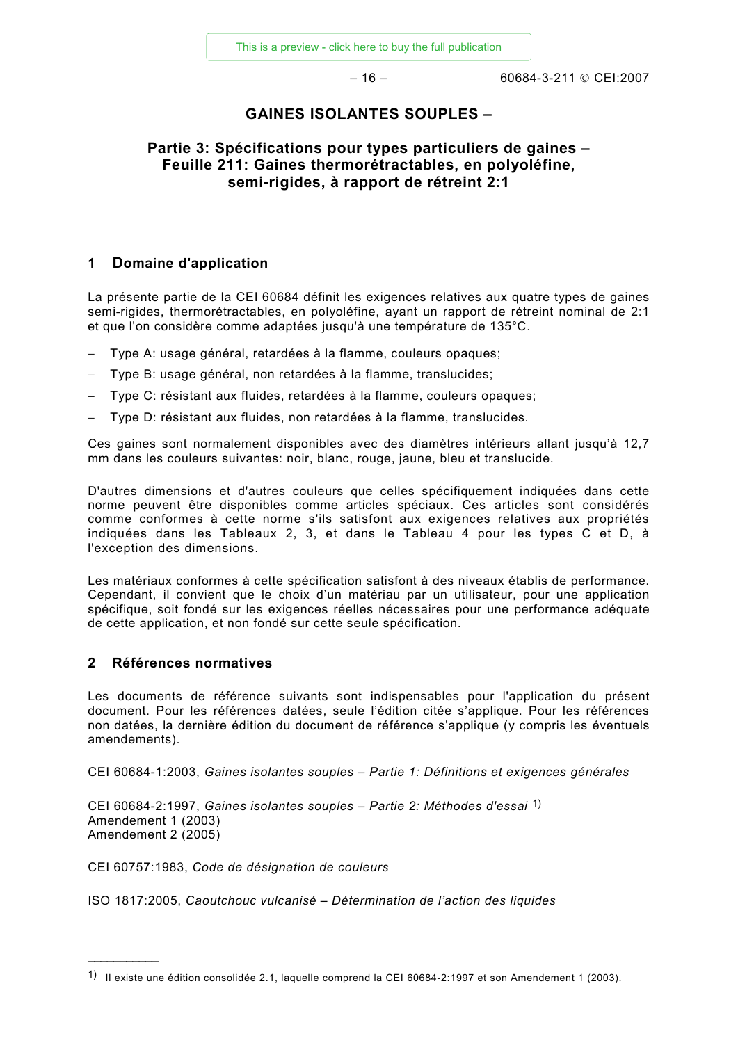# GAINES ISOLANTES SOUPLES –

## Partie 3: Spécifications pour types particuliers de gaines – Feuille 211: Gaines thermorétractables, en polyoléfine, semi-rigides, à rapport de rétreint 2:1

## 1 Domaine d'application

La présente partie de la CEI 60684 définit les exigences relatives aux quatre types de gaines semi-rigides, thermorétractables, en polyoléfine, ayant un rapport de rétreint nominal de 2:1 et que l'on considère comme adaptées jusqu'à une température de 135°C.

- Type A: usage général, retardées à la flamme, couleurs opaques;
- Type B: usage général, non retardées à la flamme, translucides;
- Type C: résistant aux fluides, retardées à la flamme, couleurs opaques;
- Type D: résistant aux fluides, non retardées à la flamme, translucides.

Ces gaines sont normalement disponibles avec des diamètres intérieurs allant jusqu'à 12,7 mm dans les couleurs suivantes: noir, blanc, rouge, jaune, bleu et translucide.

D'autres dimensions et d'autres couleurs que celles spécifiquement indiquées dans cette norme peuvent être disponibles comme articles spéciaux. Ces articles sont considérés comme conformes à cette norme s'ils satisfont aux exigences relatives aux propriétés indiquées dans les Tableaux 2, 3, et dans le Tableau 4 pour les types C et D, à l'exception des dimensions.

Les matériaux conformes à cette spécification satisfont à des niveaux établis de performance. Cependant, il convient que le choix d'un matériau par un utilisateur, pour une application spécifique, soit fondé sur les exigences réelles nécessaires pour une performance adéquate de cette application, et non fondé sur cette seule spécification.

## 2 Références normatives

Les documents de référence suivants sont indispensables pour l'application du présent document. Pour les références datées, seule l'édition citée s'applique. Pour les références non datées, la dernière édition du document de référence s'applique (y compris les éventuels amendements).

CEI 60684-1:2003, *Gaines isolantes souples – Partie 1: Définitions et exigences générales*

CEI 60684-2:1997, *Gaines isolantes souples – Partie 2: Méthodes d'essai* [1]
Amendement 1 (2003)
Amendement 2 (2005)

CEI 60757:1983, *Code de désignation de couleurs*

ISO 1817:2005, *Caoutchouc vulcanisé – Détermination de l'action des liquides*

---

[1] Il existe une édition consolidée 2.1, laquelle comprend la CEI 60684-2:1997 et son Amendement 1 (2003).